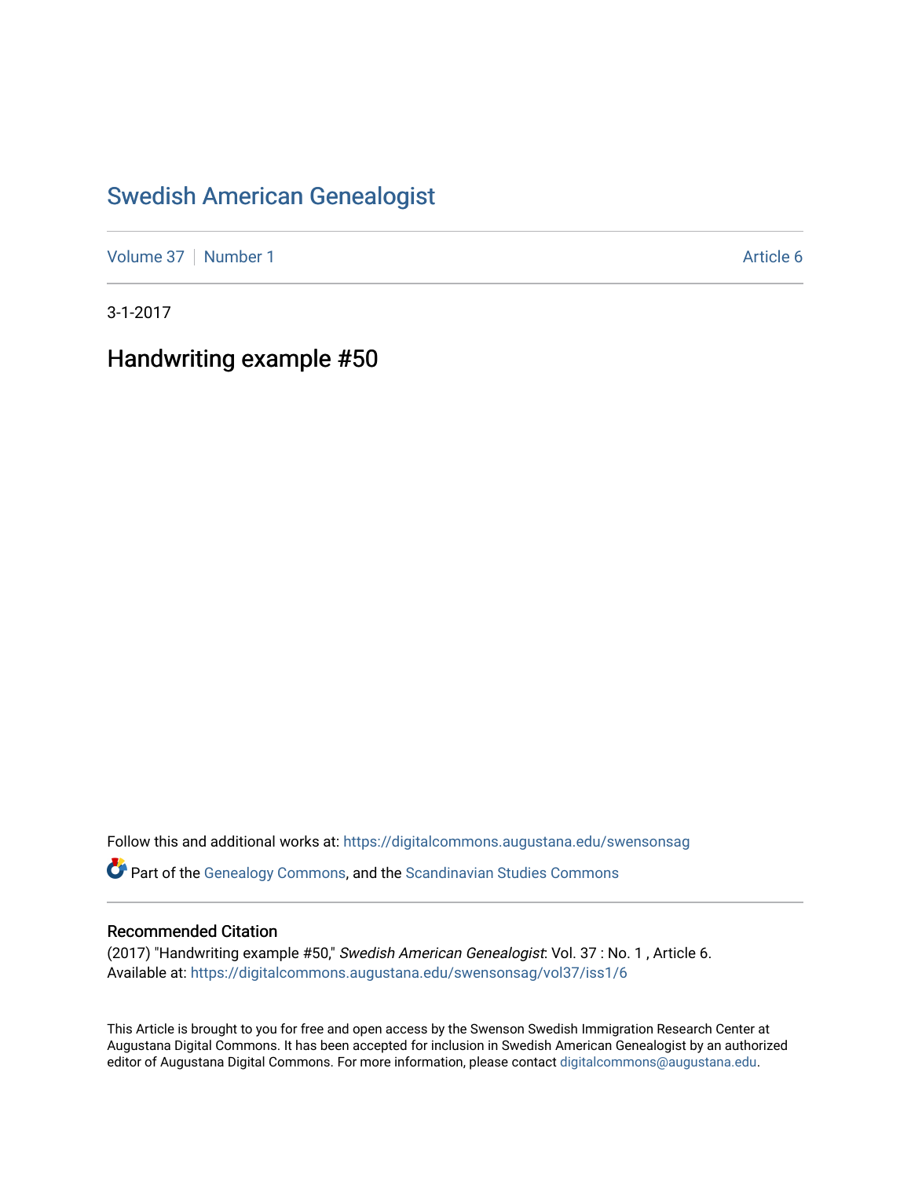# Swedish American Genealogist

Volume 37 | Number 1 | Article 6

3-1-2017

## Handwriting example #50

Follow this and additional works at: https://digitalcommons.augustana.edu/swensonsag

Part of the Genealogy Commons, and the Scandinavian Studies Commons

### Recommended Citation

(2017) "Handwriting example #50," *Swedish American Genealogist*: Vol. 37 : No. 1 , Article 6.
Available at: https://digitalcommons.augustana.edu/swensonsag/vol37/iss1/6

This Article is brought to you for free and open access by the Swenson Swedish Immigration Research Center at Augustana Digital Commons. It has been accepted for inclusion in Swedish American Genealogist by an authorized editor of Augustana Digital Commons. For more information, please contact digitalcommons@augustana.edu.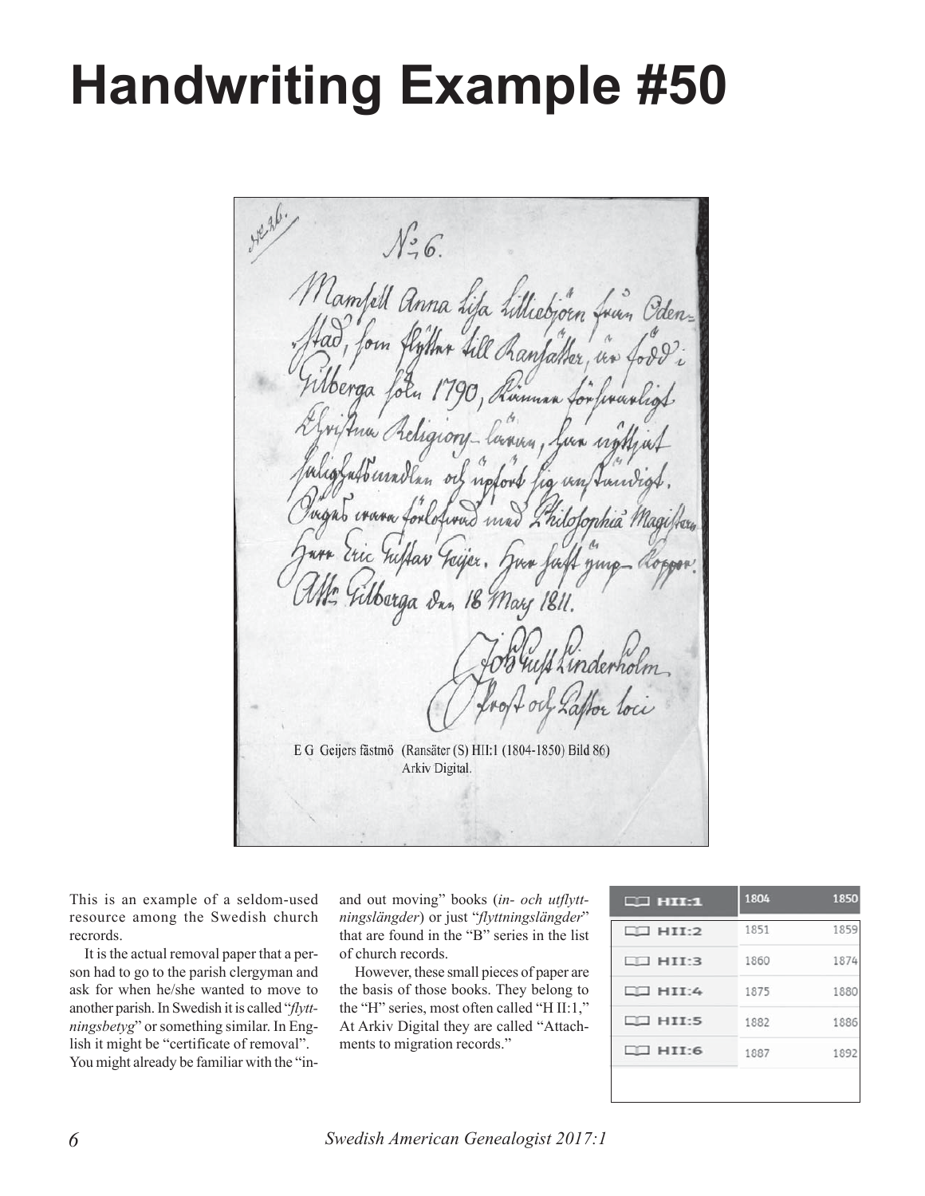# Handwriting Example #50

No:6.

Mamsell Anna Lisa Lilliebjörn från Odenstad, som flyttar till Ransäter, är född i Gilberga såln 1790, kunna förswarligt Christna Religions-läran, har nyttjat saligheten medlen och uppfört sig anständigt. Uppgås wara förlofwad med Philosophiæ Magistern Herr Eric Gustaf Geijer. Har haft ymp-koppor. Attr. Gilberga den 18 May 1811.

Joh. Gust. Linderholm
Prost och Pastor loci

E G Geijers fästmö (Ransäter (S) HII:1 (1804-1850) Bild 86)
Arkiv Digital.

This is an example of a seldom-used resource among the Swedish church recrords.

It is the actual removal paper that a person had to go to the parish clergyman and ask for when he/she wanted to move to another parish. In Swedish it is called "*flyttningsbetyg*" or something similar. In English it might be "certificate of removal". You might already be familiar with the "in- and out moving" books (*in- och utflyttningslängder*) or just "*flyttningslängder*" that are found in the "B" series in the list of church records.

However, these small pieces of paper are the basis of those books. They belong to the "H" series, most often called "H II:1," At Arkiv Digital they are called "Attachments to migration records."

| | | |
|---|---|---|
| HII:1 | 1804 | 1850 |
| HII:2 | 1851 | 1859 |
| HII:3 | 1860 | 1874 |
| HII:4 | 1875 | 1880 |
| HII:5 | 1882 | 1886 |
| HII:6 | 1887 | 1892 |